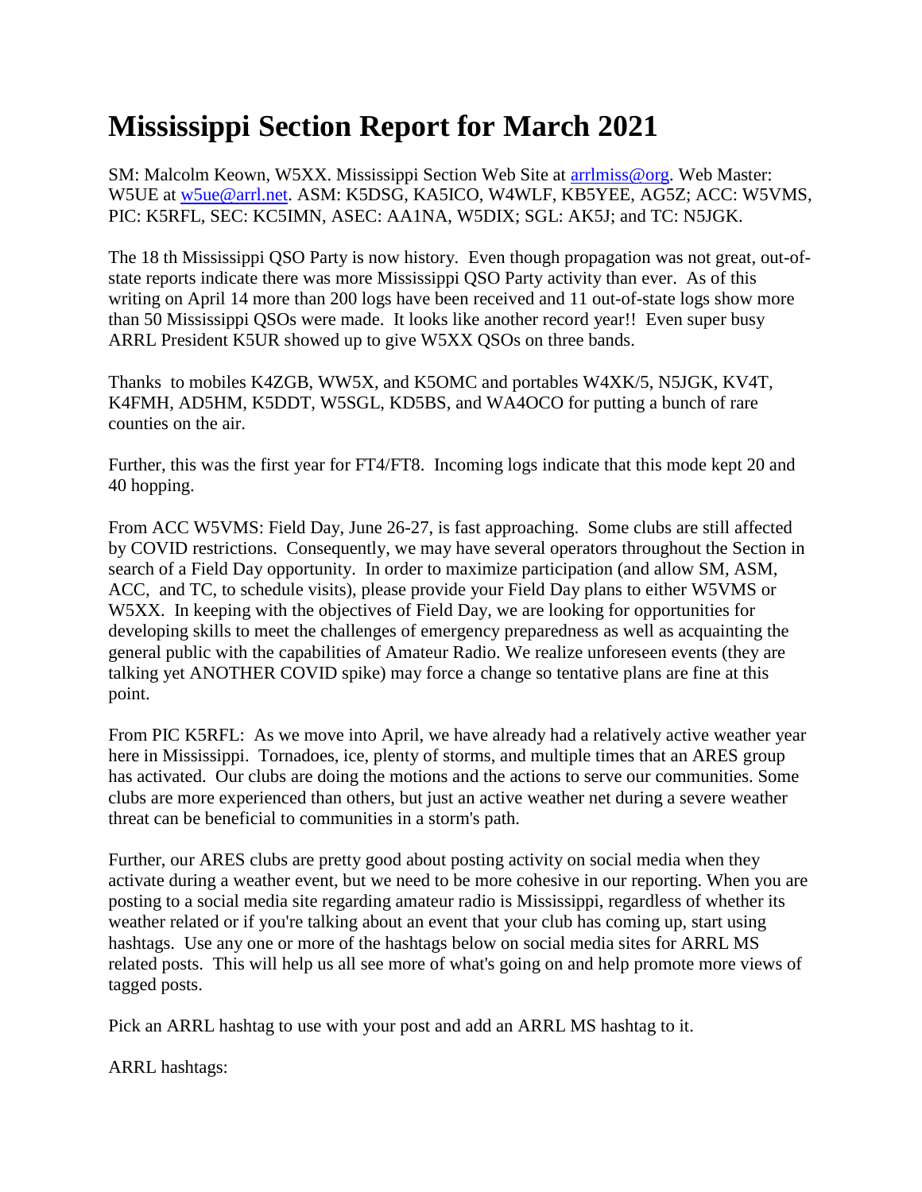# Mississippi Section Report for March 2021

SM: Malcolm Keown, W5XX. Mississippi Section Web Site at arrlmiss@org. Web Master: W5UE at w5ue@arrl.net. ASM: K5DSG, KA5ICO, W4WLF, KB5YEE, AG5Z; ACC: W5VMS, PIC: K5RFL, SEC: KC5IMN, ASEC: AA1NA, W5DIX; SGL: AK5J; and TC: N5JGK.

The 18 th Mississippi QSO Party is now history. Even though propagation was not great, out-of-state reports indicate there was more Mississippi QSO Party activity than ever. As of this writing on April 14 more than 200 logs have been received and 11 out-of-state logs show more than 50 Mississippi QSOs were made. It looks like another record year!! Even super busy ARRL President K5UR showed up to give W5XX QSOs on three bands.

Thanks to mobiles K4ZGB, WW5X, and K5OMC and portables W4XK/5, N5JGK, KV4T, K4FMH, AD5HM, K5DDT, W5SGL, KD5BS, and WA4OCO for putting a bunch of rare counties on the air.

Further, this was the first year for FT4/FT8. Incoming logs indicate that this mode kept 20 and 40 hopping.

From ACC W5VMS: Field Day, June 26-27, is fast approaching. Some clubs are still affected by COVID restrictions. Consequently, we may have several operators throughout the Section in search of a Field Day opportunity. In order to maximize participation (and allow SM, ASM, ACC, and TC, to schedule visits), please provide your Field Day plans to either W5VMS or W5XX. In keeping with the objectives of Field Day, we are looking for opportunities for developing skills to meet the challenges of emergency preparedness as well as acquainting the general public with the capabilities of Amateur Radio. We realize unforeseen events (they are talking yet ANOTHER COVID spike) may force a change so tentative plans are fine at this point.

From PIC K5RFL: As we move into April, we have already had a relatively active weather year here in Mississippi. Tornadoes, ice, plenty of storms, and multiple times that an ARES group has activated. Our clubs are doing the motions and the actions to serve our communities. Some clubs are more experienced than others, but just an active weather net during a severe weather threat can be beneficial to communities in a storm's path.

Further, our ARES clubs are pretty good about posting activity on social media when they activate during a weather event, but we need to be more cohesive in our reporting. When you are posting to a social media site regarding amateur radio is Mississippi, regardless of whether its weather related or if you're talking about an event that your club has coming up, start using hashtags. Use any one or more of the hashtags below on social media sites for ARRL MS related posts. This will help us all see more of what's going on and help promote more views of tagged posts.

Pick an ARRL hashtag to use with your post and add an ARRL MS hashtag to it.

ARRL hashtags: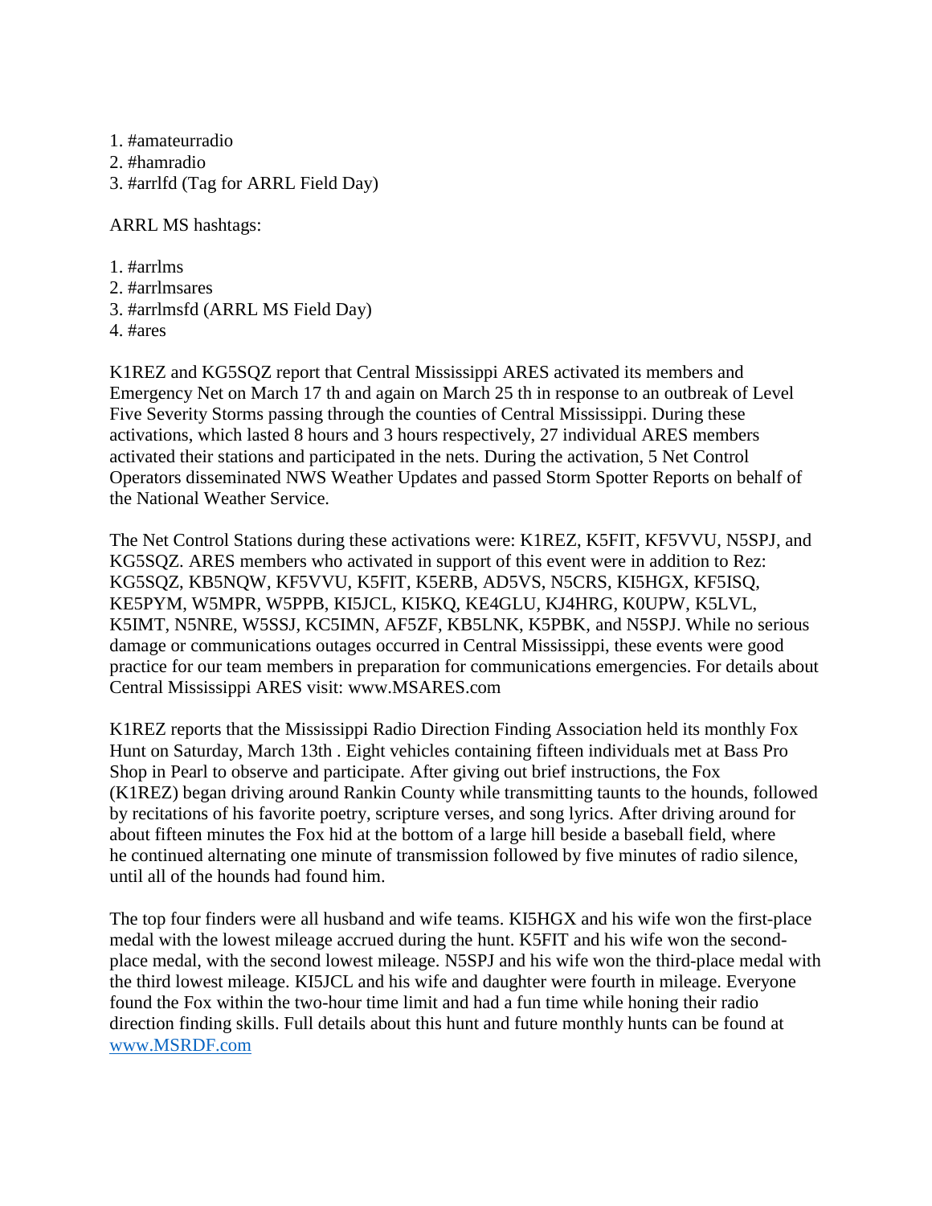1. #amateurradio
2. #hamradio
3. #arrlfd (Tag for ARRL Field Day)

ARRL MS hashtags:

1. #arrlms
2. #arrlmsares
3. #arrlmsfd (ARRL MS Field Day)
4. #ares

K1REZ and KG5SQZ report that Central Mississippi ARES activated its members and Emergency Net on March 17 th and again on March 25 th in response to an outbreak of Level Five Severity Storms passing through the counties of Central Mississippi. During these activations, which lasted 8 hours and 3 hours respectively, 27 individual ARES members activated their stations and participated in the nets. During the activation, 5 Net Control Operators disseminated NWS Weather Updates and passed Storm Spotter Reports on behalf of the National Weather Service.

The Net Control Stations during these activations were: K1REZ, K5FIT, KF5VVU, N5SPJ, and KG5SQZ. ARES members who activated in support of this event were in addition to Rez: KG5SQZ, KB5NQW, KF5VVU, K5FIT, K5ERB, AD5VS, N5CRS, KI5HGX, KF5ISQ, KE5PYM, W5MPR, W5PPB, KI5JCL, KI5KQ, KE4GLU, KJ4HRG, K0UPW, K5LVL, K5IMT, N5NRE, W5SSJ, KC5IMN, AF5ZF, KB5LNK, K5PBK, and N5SPJ. While no serious damage or communications outages occurred in Central Mississippi, these events were good practice for our team members in preparation for communications emergencies. For details about Central Mississippi ARES visit: www.MSARES.com

K1REZ reports that the Mississippi Radio Direction Finding Association held its monthly Fox Hunt on Saturday, March 13th . Eight vehicles containing fifteen individuals met at Bass Pro Shop in Pearl to observe and participate. After giving out brief instructions, the Fox (K1REZ) began driving around Rankin County while transmitting taunts to the hounds, followed by recitations of his favorite poetry, scripture verses, and song lyrics. After driving around for about fifteen minutes the Fox hid at the bottom of a large hill beside a baseball field, where he continued alternating one minute of transmission followed by five minutes of radio silence, until all of the hounds had found him.

The top four finders were all husband and wife teams. KI5HGX and his wife won the first-place medal with the lowest mileage accrued during the hunt. K5FIT and his wife won the second-place medal, with the second lowest mileage. N5SPJ and his wife won the third-place medal with the third lowest mileage. KI5JCL and his wife and daughter were fourth in mileage. Everyone found the Fox within the two-hour time limit and had a fun time while honing their radio direction finding skills. Full details about this hunt and future monthly hunts can be found at [www.MSRDF.com](www.MSRDF.com)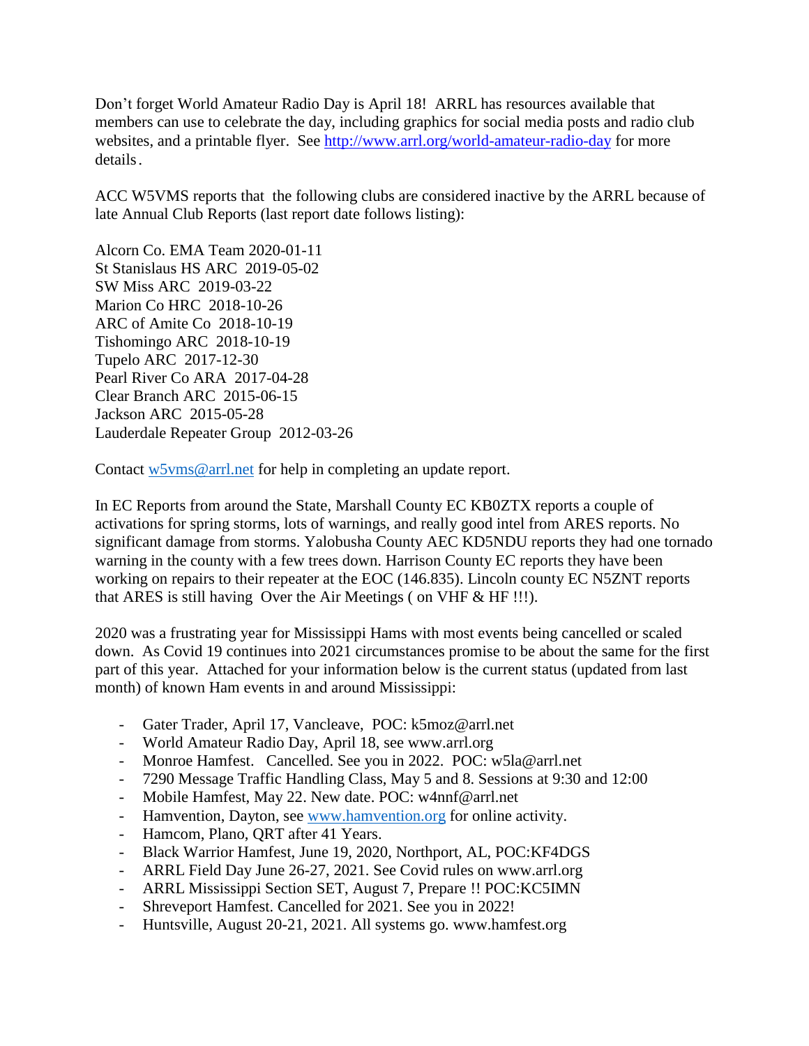Don't forget World Amateur Radio Day is April 18! ARRL has resources available that members can use to celebrate the day, including graphics for social media posts and radio club websites, and a printable flyer. See [http://www.arrl.org/world-amateur-radio-day](http://www.arrl.org/world-amateur-radio-day) for more details.

ACC W5VMS reports that the following clubs are considered inactive by the ARRL because of late Annual Club Reports (last report date follows listing):

Alcorn Co. EMA Team 2020-01-11
St Stanislaus HS ARC 2019-05-02
SW Miss ARC 2019-03-22
Marion Co HRC 2018-10-26
ARC of Amite Co 2018-10-19
Tishomingo ARC 2018-10-19
Tupelo ARC 2017-12-30
Pearl River Co ARA 2017-04-28
Clear Branch ARC 2015-06-15
Jackson ARC 2015-05-28
Lauderdale Repeater Group 2012-03-26

Contact [w5vms@arrl.net](mailto:w5vms@arrl.net) for help in completing an update report.

In EC Reports from around the State, Marshall County EC KB0ZTX reports a couple of activations for spring storms, lots of warnings, and really good intel from ARES reports. No significant damage from storms. Yalobusha County AEC KD5NDU reports they had one tornado warning in the county with a few trees down. Harrison County EC reports they have been working on repairs to their repeater at the EOC (146.835). Lincoln county EC N5ZNT reports that ARES is still having Over the Air Meetings ( on VHF & HF !!!).

2020 was a frustrating year for Mississippi Hams with most events being cancelled or scaled down. As Covid 19 continues into 2021 circumstances promise to be about the same for the first part of this year. Attached for your information below is the current status (updated from last month) of known Ham events in and around Mississippi:

- Gater Trader, April 17, Vancleave, POC: k5moz@arrl.net
- World Amateur Radio Day, April 18, see www.arrl.org
- Monroe Hamfest. Cancelled. See you in 2022. POC: w5la@arrl.net
- 7290 Message Traffic Handling Class, May 5 and 8. Sessions at 9:30 and 12:00
- Mobile Hamfest, May 22. New date. POC: w4nnf@arrl.net
- Hamvention, Dayton, see [www.hamvention.org](http://www.hamvention.org) for online activity.
- Hamcom, Plano, QRT after 41 Years.
- Black Warrior Hamfest, June 19, 2020, Northport, AL, POC:KF4DGS
- ARRL Field Day June 26-27, 2021. See Covid rules on www.arrl.org
- ARRL Mississippi Section SET, August 7, Prepare !! POC:KC5IMN
- Shreveport Hamfest. Cancelled for 2021. See you in 2022!
- Huntsville, August 20-21, 2021. All systems go. www.hamfest.org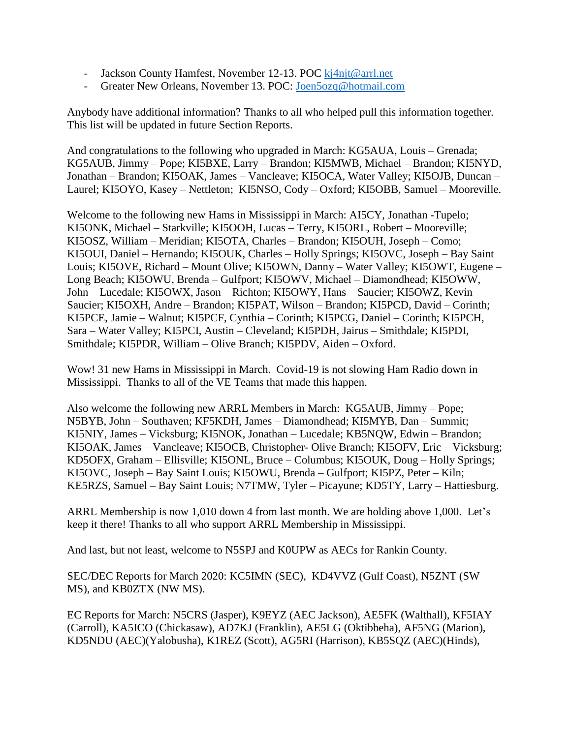- Jackson County Hamfest, November 12-13. POC kj4njt@arrl.net
- Greater New Orleans, November 13. POC: Joen5ozq@hotmail.com

Anybody have additional information? Thanks to all who helped pull this information together. This list will be updated in future Section Reports.

And congratulations to the following who upgraded in March: KG5AUA, Louis – Grenada; KG5AUB, Jimmy – Pope; KI5BXE, Larry – Brandon; KI5MWB, Michael – Brandon; KI5NYD, Jonathan – Brandon; KI5OAK, James – Vancleave; KI5OCA, Water Valley; KI5OJB, Duncan – Laurel; KI5OYO, Kasey – Nettleton; KI5NSO, Cody – Oxford; KI5OBB, Samuel – Mooreville.

Welcome to the following new Hams in Mississippi in March: AI5CY, Jonathan -Tupelo; KI5ONK, Michael – Starkville; KI5OOH, Lucas – Terry, KI5ORL, Robert – Mooreville; KI5OSZ, William – Meridian; KI5OTA, Charles – Brandon; KI5OUH, Joseph – Como; KI5OUI, Daniel – Hernando; KI5OUK, Charles – Holly Springs; KI5OVC, Joseph – Bay Saint Louis; KI5OVE, Richard – Mount Olive; KI5OWN, Danny – Water Valley; KI5OWT, Eugene – Long Beach; KI5OWU, Brenda – Gulfport; KI5OWV, Michael – Diamondhead; KI5OWW, John – Lucedale; KI5OWX, Jason – Richton; KI5OWY, Hans – Saucier; KI5OWZ, Kevin – Saucier; KI5OXH, Andre – Brandon; KI5PAT, Wilson – Brandon; KI5PCD, David – Corinth; KI5PCE, Jamie – Walnut; KI5PCF, Cynthia – Corinth; KI5PCG, Daniel – Corinth; KI5PCH, Sara – Water Valley; KI5PCI, Austin – Cleveland; KI5PDH, Jairus – Smithdale; KI5PDI, Smithdale; KI5PDR, William – Olive Branch; KI5PDV, Aiden – Oxford.

Wow! 31 new Hams in Mississippi in March. Covid-19 is not slowing Ham Radio down in Mississippi. Thanks to all of the VE Teams that made this happen.

Also welcome the following new ARRL Members in March: KG5AUB, Jimmy – Pope; N5BYB, John – Southaven; KF5KDH, James – Diamondhead; KI5MYB, Dan – Summit; KI5NIY, James – Vicksburg; KI5NOK, Jonathan – Lucedale; KB5NQW, Edwin – Brandon; KI5OAK, James – Vancleave; KI5OCB, Christopher- Olive Branch; KI5OFV, Eric – Vicksburg; KD5OFX, Graham – Ellisville; KI5ONL, Bruce – Columbus; KI5OUK, Doug – Holly Springs; KI5OVC, Joseph – Bay Saint Louis; KI5OWU, Brenda – Gulfport; KI5PZ, Peter – Kiln; KE5RZS, Samuel – Bay Saint Louis; N7TMW, Tyler – Picayune; KD5TY, Larry – Hattiesburg.

ARRL Membership is now 1,010 down 4 from last month. We are holding above 1,000. Let's keep it there! Thanks to all who support ARRL Membership in Mississippi.

And last, but not least, welcome to N5SPJ and K0UPW as AECs for Rankin County.

SEC/DEC Reports for March 2020: KC5IMN (SEC), KD4VVZ (Gulf Coast), N5ZNT (SW MS), and KB0ZTX (NW MS).

EC Reports for March: N5CRS (Jasper), K9EYZ (AEC Jackson), AE5FK (Walthall), KF5IAY (Carroll), KA5ICO (Chickasaw), AD7KJ (Franklin), AE5LG (Oktibbeha), AF5NG (Marion), KD5NDU (AEC)(Yalobusha), K1REZ (Scott), AG5RI (Harrison), KB5SQZ (AEC)(Hinds),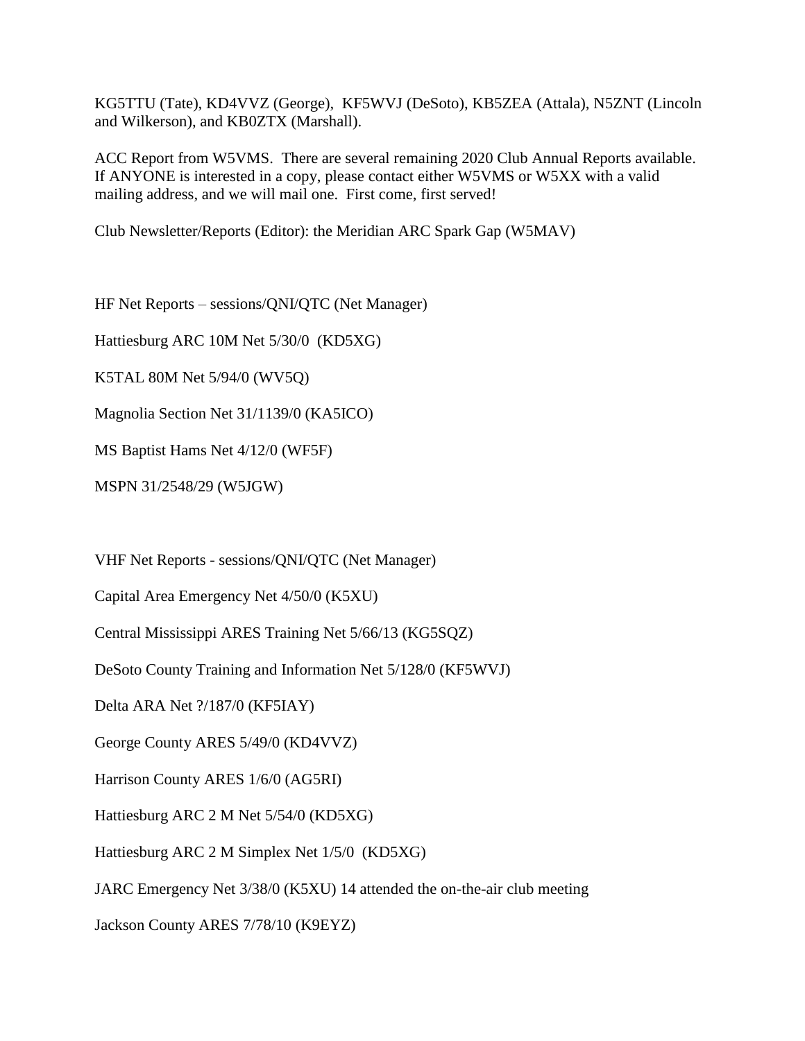KG5TTU (Tate), KD4VVZ (George), KF5WVJ (DeSoto), KB5ZEA (Attala), N5ZNT (Lincoln and Wilkerson), and KB0ZTX (Marshall).

ACC Report from W5VMS. There are several remaining 2020 Club Annual Reports available. If ANYONE is interested in a copy, please contact either W5VMS or W5XX with a valid mailing address, and we will mail one. First come, first served!

Club Newsletter/Reports (Editor): the Meridian ARC Spark Gap (W5MAV)

HF Net Reports – sessions/QNI/QTC (Net Manager)

Hattiesburg ARC 10M Net 5/30/0 (KD5XG)

K5TAL 80M Net 5/94/0 (WV5Q)

Magnolia Section Net 31/1139/0 (KA5ICO)

MS Baptist Hams Net 4/12/0 (WF5F)

MSPN 31/2548/29 (W5JGW)

VHF Net Reports - sessions/QNI/QTC (Net Manager)

Capital Area Emergency Net 4/50/0 (K5XU)

Central Mississippi ARES Training Net 5/66/13 (KG5SQZ)

DeSoto County Training and Information Net 5/128/0 (KF5WVJ)

Delta ARA Net ?/187/0 (KF5IAY)

George County ARES 5/49/0 (KD4VVZ)

Harrison County ARES 1/6/0 (AG5RI)

Hattiesburg ARC 2 M Net 5/54/0 (KD5XG)

Hattiesburg ARC 2 M Simplex Net 1/5/0 (KD5XG)

JARC Emergency Net 3/38/0 (K5XU) 14 attended the on-the-air club meeting

Jackson County ARES 7/78/10 (K9EYZ)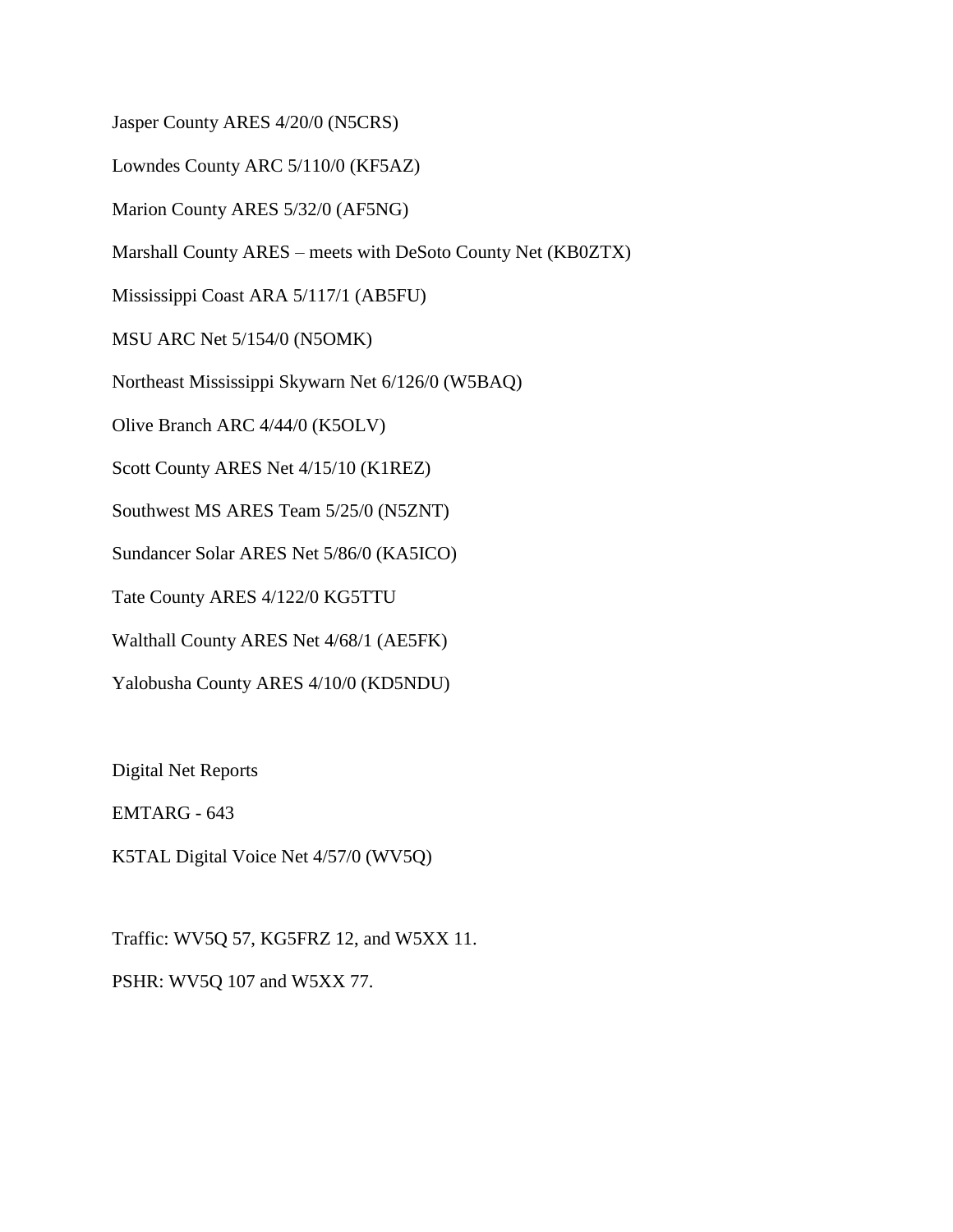Jasper County ARES 4/20/0 (N5CRS)

Lowndes County ARC 5/110/0 (KF5AZ)

Marion County ARES 5/32/0 (AF5NG)

Marshall County ARES – meets with DeSoto County Net (KB0ZTX)

Mississippi Coast ARA 5/117/1 (AB5FU)

MSU ARC Net 5/154/0 (N5OMK)

Northeast Mississippi Skywarn Net 6/126/0 (W5BAQ)

Olive Branch ARC 4/44/0 (K5OLV)

Scott County ARES Net 4/15/10 (K1REZ)

Southwest MS ARES Team 5/25/0 (N5ZNT)

Sundancer Solar ARES Net 5/86/0 (KA5ICO)

Tate County ARES 4/122/0 KG5TTU

Walthall County ARES Net 4/68/1 (AE5FK)

Yalobusha County ARES 4/10/0 (KD5NDU)

Digital Net Reports

EMTARG - 643

K5TAL Digital Voice Net 4/57/0 (WV5Q)

Traffic: WV5Q 57, KG5FRZ 12, and W5XX 11.

PSHR: WV5Q 107 and W5XX 77.